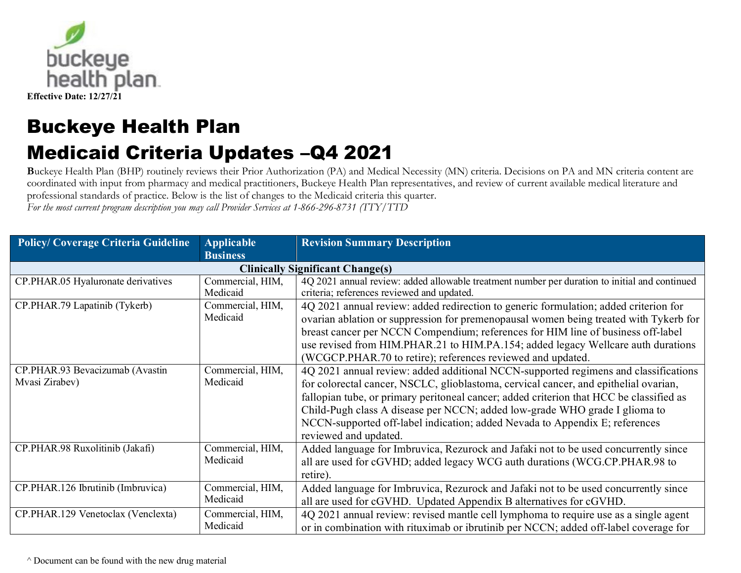buckeye health plan

**Effective Date: 12/27/21**

# Buckeye Health Plan
# Medicaid Criteria Updates –Q4 2021

**B**uckeye Health Plan (BHP) routinely reviews their Prior Authorization (PA) and Medical Necessity (MN) criteria. Decisions on PA and MN criteria content are coordinated with input from pharmacy and medical practitioners, Buckeye Health Plan representatives, and review of current available medical literature and professional standards of practice. Below is the list of changes to the Medicaid criteria this quarter.
*For the most current program description you may call Provider Services at 1-866-296-8731 (TTY/TTD*

| Policy/ Coverage Criteria Guideline | Applicable Business | Revision Summary Description |
|---|---|---|
| **Clinically Significant Change(s)** | | |
| CP.PHAR.05 Hyaluronate derivatives | Commercial, HIM, Medicaid | 4Q 2021 annual review: added allowable treatment number per duration to initial and continued criteria; references reviewed and updated. |
| CP.PHAR.79 Lapatinib (Tykerb) | Commercial, HIM, Medicaid | 4Q 2021 annual review: added redirection to generic formulation; added criterion for ovarian ablation or suppression for premenopausal women being treated with Tykerb for breast cancer per NCCN Compendium; references for HIM line of business off-label use revised from HIM.PHAR.21 to HIM.PA.154; added legacy Wellcare auth durations (WCGCP.PHAR.70 to retire); references reviewed and updated. |
| CP.PHAR.93 Bevacizumab (Avastin Mvasi Zirabev) | Commercial, HIM, Medicaid | 4Q 2021 annual review: added additional NCCN-supported regimens and classifications for colorectal cancer, NSCLC, glioblastoma, cervical cancer, and epithelial ovarian, fallopian tube, or primary peritoneal cancer; added criterion that HCC be classified as Child-Pugh class A disease per NCCN; added low-grade WHO grade I glioma to NCCN-supported off-label indication; added Nevada to Appendix E; references reviewed and updated. |
| CP.PHAR.98 Ruxolitinib (Jakafi) | Commercial, HIM, Medicaid | Added language for Imbruvica, Rezurock and Jafaki not to be used concurrently since all are used for cGVHD; added legacy WCG auth durations (WCG.CP.PHAR.98 to retire). |
| CP.PHAR.126 Ibrutinib (Imbruvica) | Commercial, HIM, Medicaid | Added language for Imbruvica, Rezurock and Jafaki not to be used concurrently since all are used for cGVHD. Updated Appendix B alternatives for cGVHD. |
| CP.PHAR.129 Venetoclax (Venclexta) | Commercial, HIM, Medicaid | 4Q 2021 annual review: revised mantle cell lymphoma to require use as a single agent or in combination with rituximab or ibrutinib per NCCN; added off-label coverage for |

^ Document can be found with the new drug material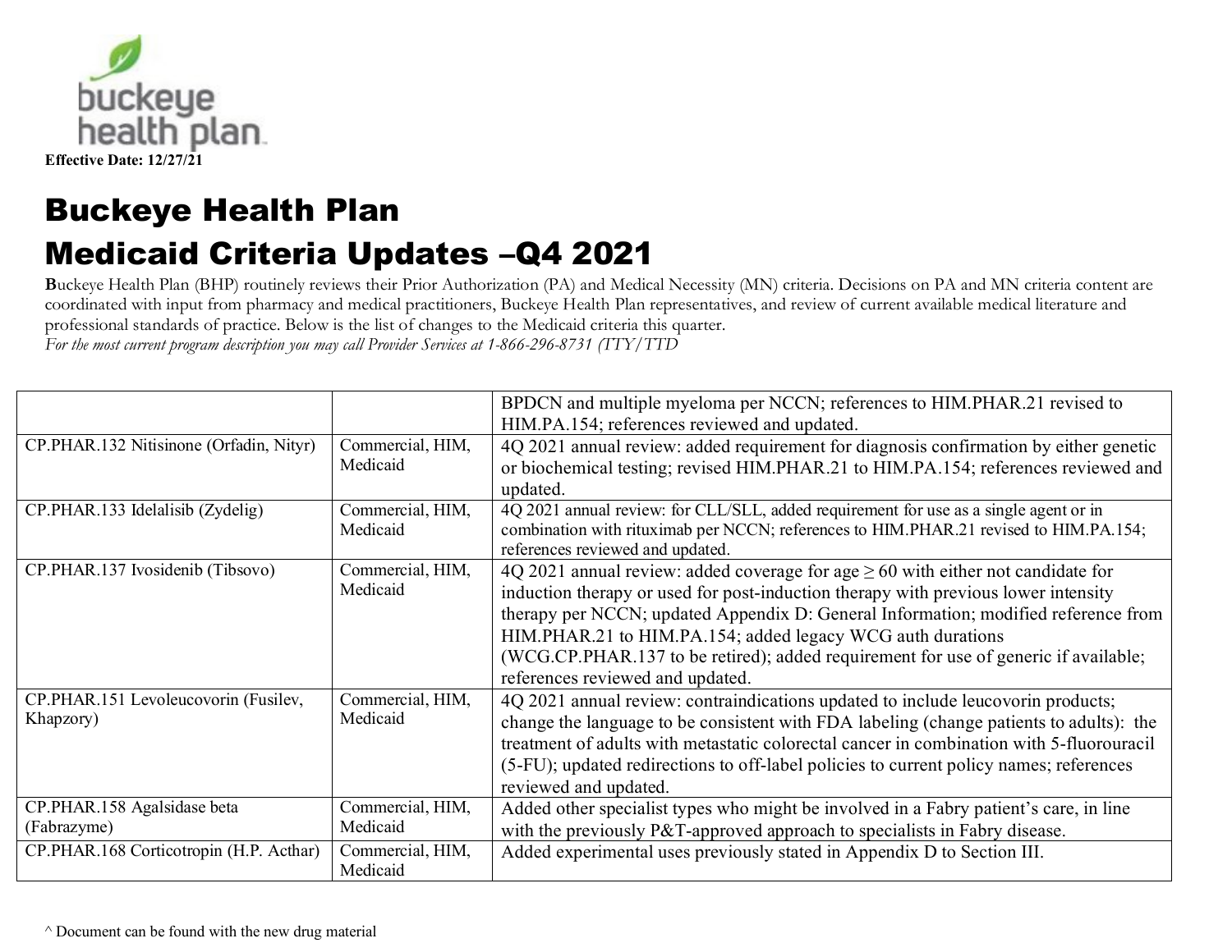Effective Date: 12/27/21

# Buckeye Health Plan
# Medicaid Criteria Updates –Q4 2021

**B**uckeye Health Plan (BHP) routinely reviews their Prior Authorization (PA) and Medical Necessity (MN) criteria. Decisions on PA and MN criteria content are coordinated with input from pharmacy and medical practitioners, Buckeye Health Plan representatives, and review of current available medical literature and professional standards of practice. Below is the list of changes to the Medicaid criteria this quarter.
*For the most current program description you may call Provider Services at 1-866-296-8731 (TTY/TTD*

| | | |
|---|---|---|
| | | BPDCN and multiple myeloma per NCCN; references to HIM.PHAR.21 revised to HIM.PA.154; references reviewed and updated. |
| CP.PHAR.132 Nitisinone (Orfadin, Nityr) | Commercial, HIM, Medicaid | 4Q 2021 annual review: added requirement for diagnosis confirmation by either genetic or biochemical testing; revised HIM.PHAR.21 to HIM.PA.154; references reviewed and updated. |
| CP.PHAR.133 Idelalisib (Zydelig) | Commercial, HIM, Medicaid | 4Q 2021 annual review: for CLL/SLL, added requirement for use as a single agent or in combination with rituximab per NCCN; references to HIM.PHAR.21 revised to HIM.PA.154; references reviewed and updated. |
| CP.PHAR.137 Ivosidenib (Tibsovo) | Commercial, HIM, Medicaid | 4Q 2021 annual review: added coverage for age ≥ 60 with either not candidate for induction therapy or used for post-induction therapy with previous lower intensity therapy per NCCN; updated Appendix D: General Information; modified reference from HIM.PHAR.21 to HIM.PA.154; added legacy WCG auth durations (WCG.CP.PHAR.137 to be retired); added requirement for use of generic if available; references reviewed and updated. |
| CP.PHAR.151 Levoleucovorin (Fusilev, Khapzory) | Commercial, HIM, Medicaid | 4Q 2021 annual review: contraindications updated to include leucovorin products; change the language to be consistent with FDA labeling (change patients to adults): the treatment of adults with metastatic colorectal cancer in combination with 5-fluorouracil (5-FU); updated redirections to off-label policies to current policy names; references reviewed and updated. |
| CP.PHAR.158 Agalsidase beta (Fabrazyme) | Commercial, HIM, Medicaid | Added other specialist types who might be involved in a Fabry patient's care, in line with the previously P&T-approved approach to specialists in Fabry disease. |
| CP.PHAR.168 Corticotropin (H.P. Acthar) | Commercial, HIM, Medicaid | Added experimental uses previously stated in Appendix D to Section III. |

^ Document can be found with the new drug material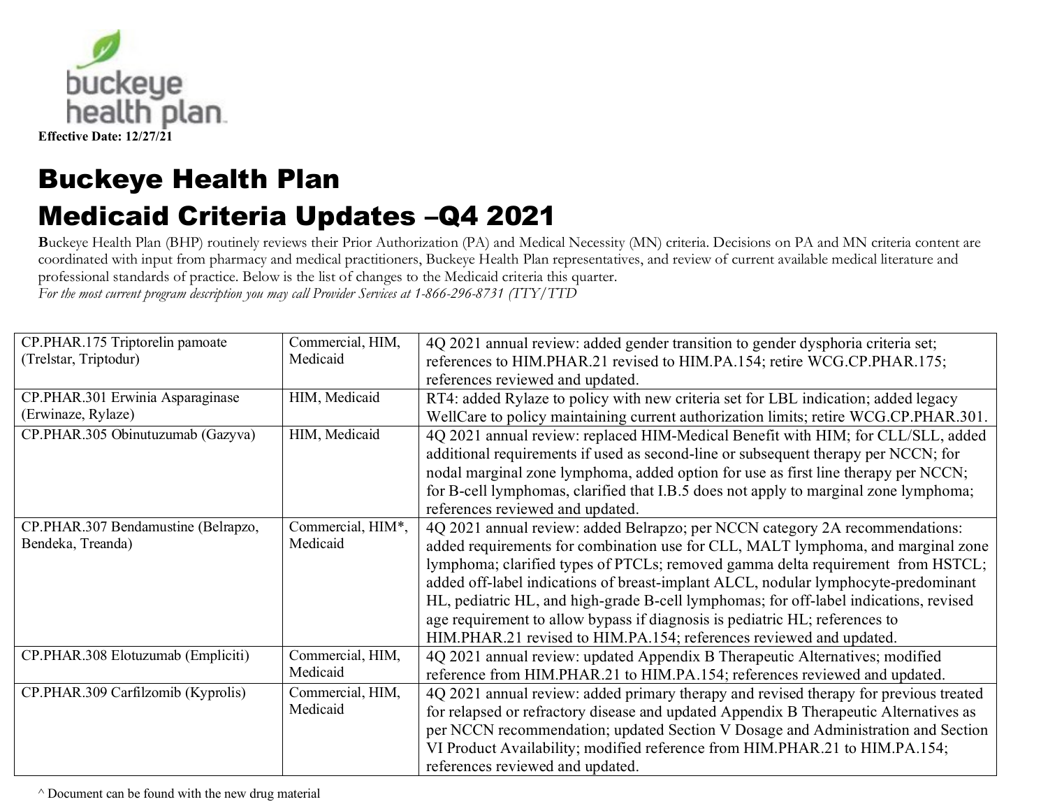Effective Date: 12/27/21

# Buckeye Health Plan

# Medicaid Criteria Updates –Q4 2021

**B**uckeye Health Plan (BHP) routinely reviews their Prior Authorization (PA) and Medical Necessity (MN) criteria. Decisions on PA and MN criteria content are coordinated with input from pharmacy and medical practitioners, Buckeye Health Plan representatives, and review of current available medical literature and professional standards of practice. Below is the list of changes to the Medicaid criteria this quarter.

*For the most current program description you may call Provider Services at 1-866-296-8731 (TTY/TTD*

| | | |
|---|---|---|
| CP.PHAR.175 Triptorelin pamoate (Trelstar, Triptodur) | Commercial, HIM, Medicaid | 4Q 2021 annual review: added gender transition to gender dysphoria criteria set; references to HIM.PHAR.21 revised to HIM.PA.154; retire WCG.CP.PHAR.175; references reviewed and updated. |
| CP.PHAR.301 Erwinia Asparaginase (Erwinaze, Rylaze) | HIM, Medicaid | RT4: added Rylaze to policy with new criteria set for LBL indication; added legacy WellCare to policy maintaining current authorization limits; retire WCG.CP.PHAR.301. |
| CP.PHAR.305 Obinutuzumab (Gazyva) | HIM, Medicaid | 4Q 2021 annual review: replaced HIM-Medical Benefit with HIM; for CLL/SLL, added additional requirements if used as second-line or subsequent therapy per NCCN; for nodal marginal zone lymphoma, added option for use as first line therapy per NCCN; for B-cell lymphomas, clarified that I.B.5 does not apply to marginal zone lymphoma; references reviewed and updated. |
| CP.PHAR.307 Bendamustine (Belrapzo, Bendeka, Treanda) | Commercial, HIM*, Medicaid | 4Q 2021 annual review: added Belrapzo; per NCCN category 2A recommendations: added requirements for combination use for CLL, MALT lymphoma, and marginal zone lymphoma; clarified types of PTCLs; removed gamma delta requirement from HSTCL; added off-label indications of breast-implant ALCL, nodular lymphocyte-predominant HL, pediatric HL, and high-grade B-cell lymphomas; for off-label indications, revised age requirement to allow bypass if diagnosis is pediatric HL; references to HIM.PHAR.21 revised to HIM.PA.154; references reviewed and updated. |
| CP.PHAR.308 Elotuzumab (Empliciti) | Commercial, HIM, Medicaid | 4Q 2021 annual review: updated Appendix B Therapeutic Alternatives; modified reference from HIM.PHAR.21 to HIM.PA.154; references reviewed and updated. |
| CP.PHAR.309 Carfilzomib (Kyprolis) | Commercial, HIM, Medicaid | 4Q 2021 annual review: added primary therapy and revised therapy for previous treated for relapsed or refractory disease and updated Appendix B Therapeutic Alternatives as per NCCN recommendation; updated Section V Dosage and Administration and Section VI Product Availability; modified reference from HIM.PHAR.21 to HIM.PA.154; references reviewed and updated. |

^ Document can be found with the new drug material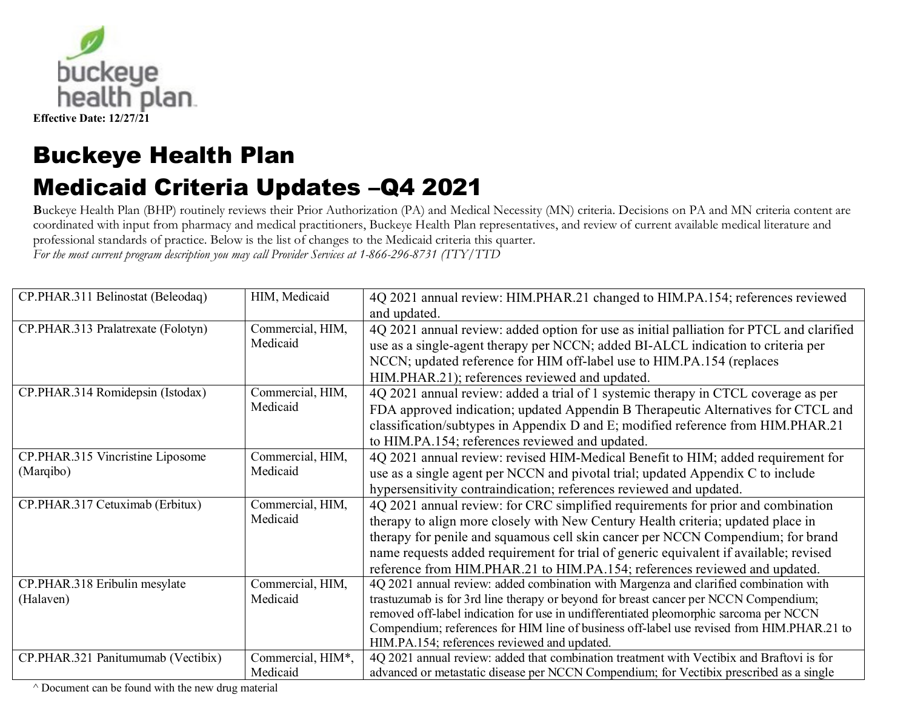Effective Date: 12/27/21

# Buckeye Health Plan
# Medicaid Criteria Updates –Q4 2021

**B**uckeye Health Plan (BHP) routinely reviews their Prior Authorization (PA) and Medical Necessity (MN) criteria. Decisions on PA and MN criteria content are coordinated with input from pharmacy and medical practitioners, Buckeye Health Plan representatives, and review of current available medical literature and professional standards of practice. Below is the list of changes to the Medicaid criteria this quarter.
*For the most current program description you may call Provider Services at 1-866-296-8731 (TTY/TTD*

| | | |
|---|---|---|
| CP.PHAR.311 Belinostat (Beleodaq) | HIM, Medicaid | 4Q 2021 annual review: HIM.PHAR.21 changed to HIM.PA.154; references reviewed and updated. |
| CP.PHAR.313 Pralatrexate (Folotyn) | Commercial, HIM, Medicaid | 4Q 2021 annual review: added option for use as initial palliation for PTCL and clarified use as a single-agent therapy per NCCN; added BI-ALCL indication to criteria per NCCN; updated reference for HIM off-label use to HIM.PA.154 (replaces HIM.PHAR.21); references reviewed and updated. |
| CP.PHAR.314 Romidepsin (Istodax) | Commercial, HIM, Medicaid | 4Q 2021 annual review: added a trial of 1 systemic therapy in CTCL coverage as per FDA approved indication; updated Appendin B Therapeutic Alternatives for CTCL and classification/subtypes in Appendix D and E; modified reference from HIM.PHAR.21 to HIM.PA.154; references reviewed and updated. |
| CP.PHAR.315 Vincristine Liposome (Marqibo) | Commercial, HIM, Medicaid | 4Q 2021 annual review: revised HIM-Medical Benefit to HIM; added requirement for use as a single agent per NCCN and pivotal trial; updated Appendix C to include hypersensitivity contraindication; references reviewed and updated. |
| CP.PHAR.317 Cetuximab (Erbitux) | Commercial, HIM, Medicaid | 4Q 2021 annual review: for CRC simplified requirements for prior and combination therapy to align more closely with New Century Health criteria; updated place in therapy for penile and squamous cell skin cancer per NCCN Compendium; for brand name requests added requirement for trial of generic equivalent if available; revised reference from HIM.PHAR.21 to HIM.PA.154; references reviewed and updated. |
| CP.PHAR.318 Eribulin mesylate (Halaven) | Commercial, HIM, Medicaid | 4Q 2021 annual review: added combination with Margenza and clarified combination with trastuzumab is for 3rd line therapy or beyond for breast cancer per NCCN Compendium; removed off-label indication for use in undifferentiated pleomorphic sarcoma per NCCN Compendium; references for HIM line of business off-label use revised from HIM.PHAR.21 to HIM.PA.154; references reviewed and updated. |
| CP.PHAR.321 Panitumumab (Vectibix) | Commercial, HIM*, Medicaid | 4Q 2021 annual review: added that combination treatment with Vectibix and Braftovi is for advanced or metastatic disease per NCCN Compendium; for Vectibix prescribed as a single |

^ Document can be found with the new drug material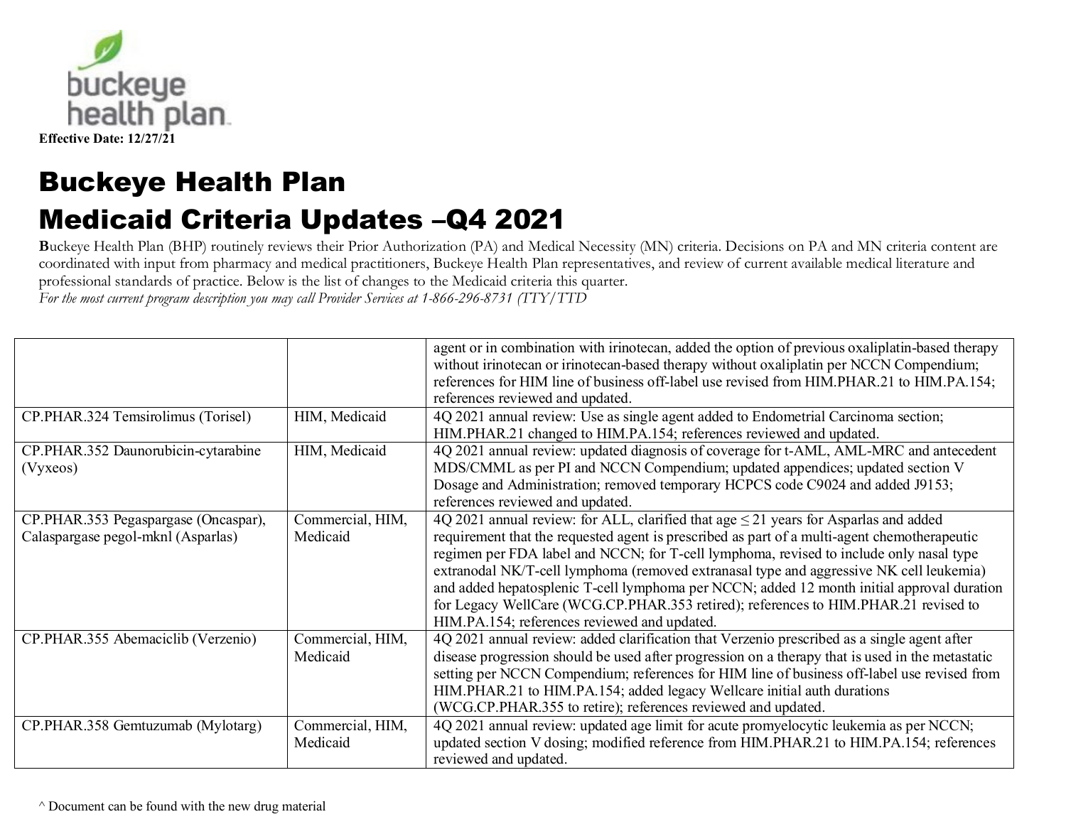Effective Date: 12/27/21

# Buckeye Health Plan
# Medicaid Criteria Updates –Q4 2021

**B**uckeye Health Plan (BHP) routinely reviews their Prior Authorization (PA) and Medical Necessity (MN) criteria. Decisions on PA and MN criteria content are coordinated with input from pharmacy and medical practitioners, Buckeye Health Plan representatives, and review of current available medical literature and professional standards of practice. Below is the list of changes to the Medicaid criteria this quarter.
*For the most current program description you may call Provider Services at 1-866-296-8731 (TTY/TTD*

| | | |
|---|---|---|
| | | agent or in combination with irinotecan, added the option of previous oxaliplatin-based therapy without irinotecan or irinotecan-based therapy without oxaliplatin per NCCN Compendium; references for HIM line of business off-label use revised from HIM.PHAR.21 to HIM.PA.154; references reviewed and updated. |
| CP.PHAR.324 Temsirolimus (Torisel) | HIM, Medicaid | 4Q 2021 annual review: Use as single agent added to Endometrial Carcinoma section; HIM.PHAR.21 changed to HIM.PA.154; references reviewed and updated. |
| CP.PHAR.352 Daunorubicin-cytarabine (Vyxeos) | HIM, Medicaid | 4Q 2021 annual review: updated diagnosis of coverage for t-AML, AML-MRC and antecedent MDS/CMML as per PI and NCCN Compendium; updated appendices; updated section V Dosage and Administration; removed temporary HCPCS code C9024 and added J9153; references reviewed and updated. |
| CP.PHAR.353 Pegaspargase (Oncaspar), Calaspargase pegol-mknl (Asparlas) | Commercial, HIM, Medicaid | 4Q 2021 annual review: for ALL, clarified that age ≤ 21 years for Asparlas and added requirement that the requested agent is prescribed as part of a multi-agent chemotherapeutic regimen per FDA label and NCCN; for T-cell lymphoma, revised to include only nasal type extranodal NK/T-cell lymphoma (removed extranasal type and aggressive NK cell leukemia) and added hepatosplenic T-cell lymphoma per NCCN; added 12 month initial approval duration for Legacy WellCare (WCG.CP.PHAR.353 retired); references to HIM.PHAR.21 revised to HIM.PA.154; references reviewed and updated. |
| CP.PHAR.355 Abemaciclib (Verzenio) | Commercial, HIM, Medicaid | 4Q 2021 annual review: added clarification that Verzenio prescribed as a single agent after disease progression should be used after progression on a therapy that is used in the metastatic setting per NCCN Compendium; references for HIM line of business off-label use revised from HIM.PHAR.21 to HIM.PA.154; added legacy Wellcare initial auth durations (WCG.CP.PHAR.355 to retire); references reviewed and updated. |
| CP.PHAR.358 Gemtuzumab (Mylotarg) | Commercial, HIM, Medicaid | 4Q 2021 annual review: updated age limit for acute promyelocytic leukemia as per NCCN; updated section V dosing; modified reference from HIM.PHAR.21 to HIM.PA.154; references reviewed and updated. |

^ Document can be found with the new drug material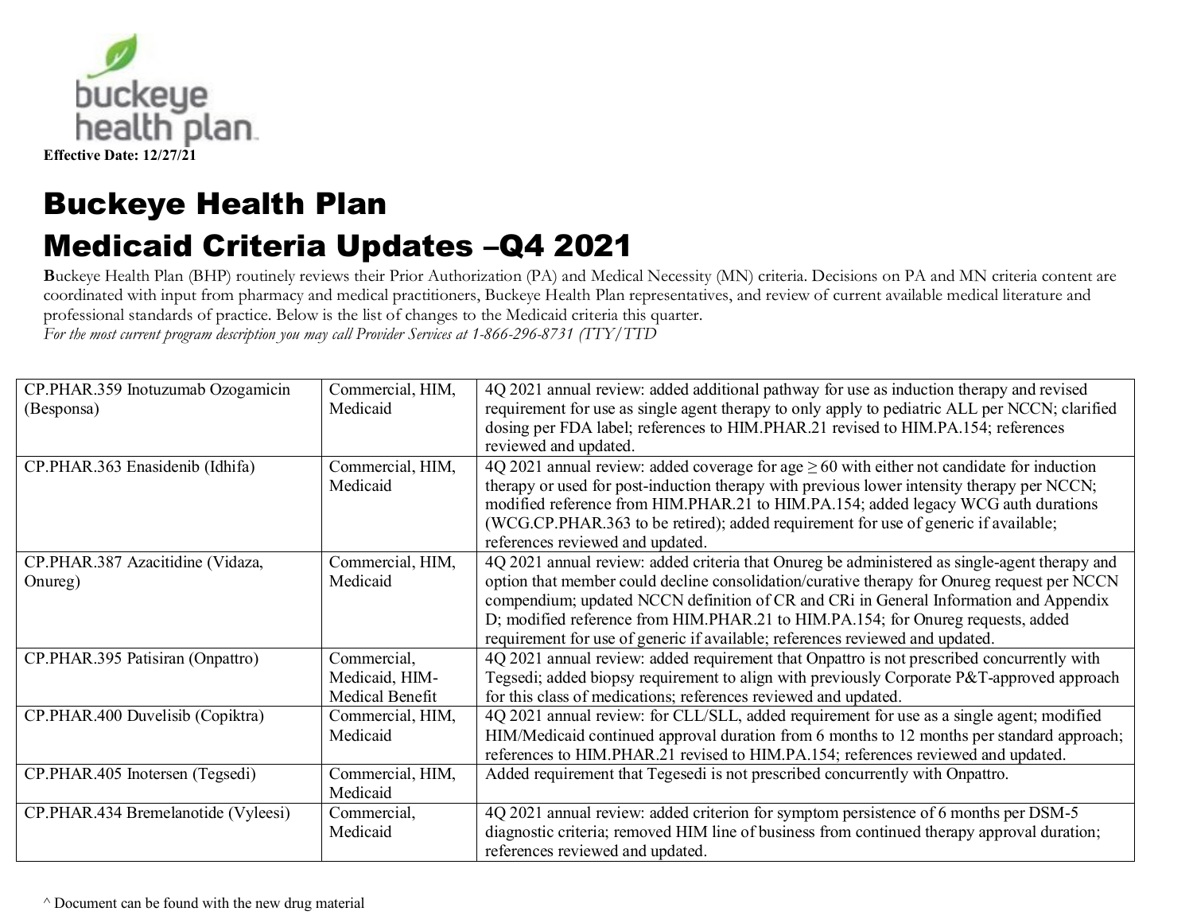Effective Date: 12/27/21

# Buckeye Health Plan
# Medicaid Criteria Updates –Q4 2021

**B**uckeye Health Plan (BHP) routinely reviews their Prior Authorization (PA) and Medical Necessity (MN) criteria. Decisions on PA and MN criteria content are coordinated with input from pharmacy and medical practitioners, Buckeye Health Plan representatives, and review of current available medical literature and professional standards of practice. Below is the list of changes to the Medicaid criteria this quarter.

*For the most current program description you may call Provider Services at 1-866-296-8731 (TTY/TTD*

| | | |
|---|---|---|
| CP.PHAR.359 Inotuzumab Ozogamicin (Besponsa) | Commercial, HIM, Medicaid | 4Q 2021 annual review: added additional pathway for use as induction therapy and revised requirement for use as single agent therapy to only apply to pediatric ALL per NCCN; clarified dosing per FDA label; references to HIM.PHAR.21 revised to HIM.PA.154; references reviewed and updated. |
| CP.PHAR.363 Enasidenib (Idhifa) | Commercial, HIM, Medicaid | 4Q 2021 annual review: added coverage for age ≥ 60 with either not candidate for induction therapy or used for post-induction therapy with previous lower intensity therapy per NCCN; modified reference from HIM.PHAR.21 to HIM.PA.154; added legacy WCG auth durations (WCG.CP.PHAR.363 to be retired); added requirement for use of generic if available; references reviewed and updated. |
| CP.PHAR.387 Azacitidine (Vidaza, Onureg) | Commercial, HIM, Medicaid | 4Q 2021 annual review: added criteria that Onureg be administered as single-agent therapy and option that member could decline consolidation/curative therapy for Onureg request per NCCN compendium; updated NCCN definition of CR and CRi in General Information and Appendix D; modified reference from HIM.PHAR.21 to HIM.PA.154; for Onureg requests, added requirement for use of generic if available; references reviewed and updated. |
| CP.PHAR.395 Patisiran (Onpattro) | Commercial, Medicaid, HIM-Medical Benefit | 4Q 2021 annual review: added requirement that Onpattro is not prescribed concurrently with Tegsedi; added biopsy requirement to align with previously Corporate P&T-approved approach for this class of medications; references reviewed and updated. |
| CP.PHAR.400 Duvelisib (Copiktra) | Commercial, HIM, Medicaid | 4Q 2021 annual review: for CLL/SLL, added requirement for use as a single agent; modified HIM/Medicaid continued approval duration from 6 months to 12 months per standard approach; references to HIM.PHAR.21 revised to HIM.PA.154; references reviewed and updated. |
| CP.PHAR.405 Inotersen (Tegsedi) | Commercial, HIM, Medicaid | Added requirement that Tegesedi is not prescribed concurrently with Onpattro. |
| CP.PHAR.434 Bremelanotide (Vyleesi) | Commercial, Medicaid | 4Q 2021 annual review: added criterion for symptom persistence of 6 months per DSM-5 diagnostic criteria; removed HIM line of business from continued therapy approval duration; references reviewed and updated. |

^ Document can be found with the new drug material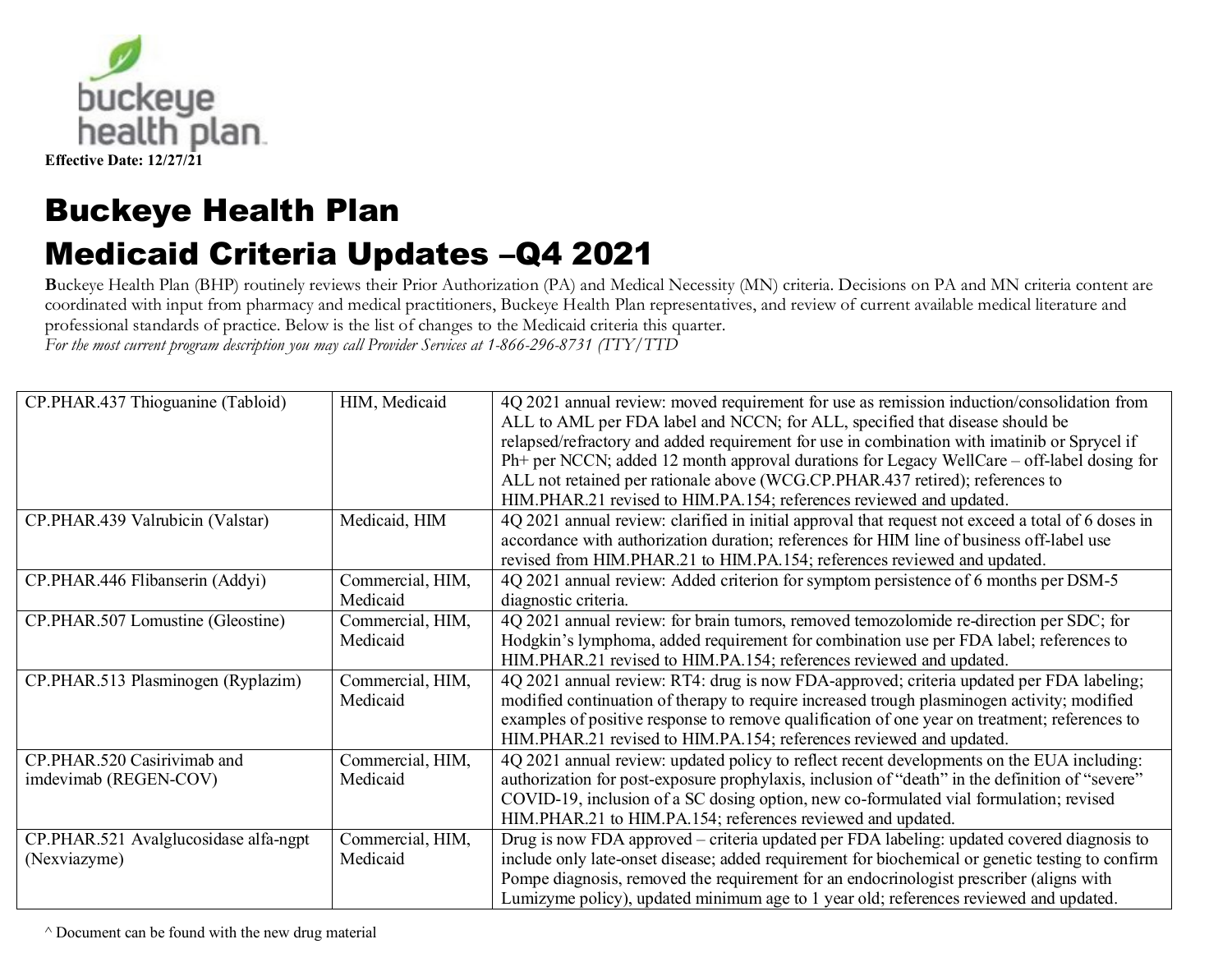Effective Date: 12/27/21

# Buckeye Health Plan
# Medicaid Criteria Updates –Q4 2021

**B**uckeye Health Plan (BHP) routinely reviews their Prior Authorization (PA) and Medical Necessity (MN) criteria. Decisions on PA and MN criteria content are coordinated with input from pharmacy and medical practitioners, Buckeye Health Plan representatives, and review of current available medical literature and professional standards of practice. Below is the list of changes to the Medicaid criteria this quarter.
*For the most current program description you may call Provider Services at 1-866-296-8731 (TTY/TTD*

| | | |
|---|---|---|
| CP.PHAR.437 Thioguanine (Tabloid) | HIM, Medicaid | 4Q 2021 annual review: moved requirement for use as remission induction/consolidation from ALL to AML per FDA label and NCCN; for ALL, specified that disease should be relapsed/refractory and added requirement for use in combination with imatinib or Sprycel if Ph+ per NCCN; added 12 month approval durations for Legacy WellCare – off-label dosing for ALL not retained per rationale above (WCG.CP.PHAR.437 retired); references to HIM.PHAR.21 revised to HIM.PA.154; references reviewed and updated. |
| CP.PHAR.439 Valrubicin (Valstar) | Medicaid, HIM | 4Q 2021 annual review: clarified in initial approval that request not exceed a total of 6 doses in accordance with authorization duration; references for HIM line of business off-label use revised from HIM.PHAR.21 to HIM.PA.154; references reviewed and updated. |
| CP.PHAR.446 Flibanserin (Addyi) | Commercial, HIM, Medicaid | 4Q 2021 annual review: Added criterion for symptom persistence of 6 months per DSM-5 diagnostic criteria. |
| CP.PHAR.507 Lomustine (Gleostine) | Commercial, HIM, Medicaid | 4Q 2021 annual review: for brain tumors, removed temozolomide re-direction per SDC; for Hodgkin's lymphoma, added requirement for combination use per FDA label; references to HIM.PHAR.21 revised to HIM.PA.154; references reviewed and updated. |
| CP.PHAR.513 Plasminogen (Ryplazim) | Commercial, HIM, Medicaid | 4Q 2021 annual review: RT4: drug is now FDA-approved; criteria updated per FDA labeling; modified continuation of therapy to require increased trough plasminogen activity; modified examples of positive response to remove qualification of one year on treatment; references to HIM.PHAR.21 revised to HIM.PA.154; references reviewed and updated. |
| CP.PHAR.520 Casirivimab and imdevimab (REGEN-COV) | Commercial, HIM, Medicaid | 4Q 2021 annual review: updated policy to reflect recent developments on the EUA including: authorization for post-exposure prophylaxis, inclusion of "death" in the definition of "severe" COVID-19, inclusion of a SC dosing option, new co-formulated vial formulation; revised HIM.PHAR.21 to HIM.PA.154; references reviewed and updated. |
| CP.PHAR.521 Avalglucosidase alfa-ngpt (Nexviazyme) | Commercial, HIM, Medicaid | Drug is now FDA approved – criteria updated per FDA labeling: updated covered diagnosis to include only late-onset disease; added requirement for biochemical or genetic testing to confirm Pompe diagnosis, removed the requirement for an endocrinologist prescriber (aligns with Lumizyme policy), updated minimum age to 1 year old; references reviewed and updated. |

^ Document can be found with the new drug material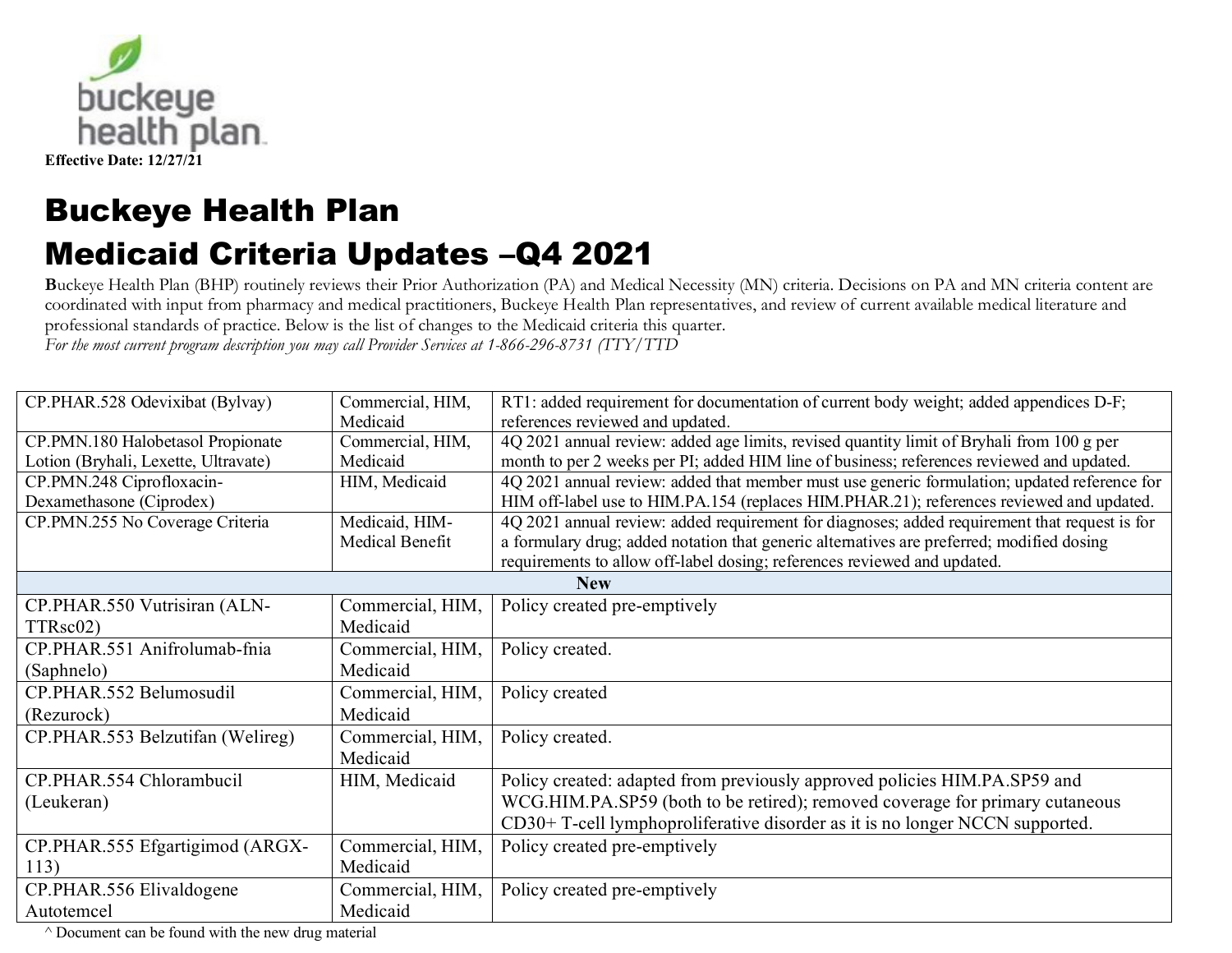Effective Date: 12/27/21

# Buckeye Health Plan
# Medicaid Criteria Updates –Q4 2021

**B**uckeye Health Plan (BHP) routinely reviews their Prior Authorization (PA) and Medical Necessity (MN) criteria. Decisions on PA and MN criteria content are coordinated with input from pharmacy and medical practitioners, Buckeye Health Plan representatives, and review of current available medical literature and professional standards of practice. Below is the list of changes to the Medicaid criteria this quarter.
*For the most current program description you may call Provider Services at 1-866-296-8731 (TTY/TTD*

| | | |
|---|---|---|
| CP.PHAR.528 Odevixibat (Bylvay) | Commercial, HIM, Medicaid | RT1: added requirement for documentation of current body weight; added appendices D-F; references reviewed and updated. |
| CP.PMN.180 Halobetasol Propionate Lotion (Bryhali, Lexette, Ultravate) | Commercial, HIM, Medicaid | 4Q 2021 annual review: added age limits, revised quantity limit of Bryhali from 100 g per month to per 2 weeks per PI; added HIM line of business; references reviewed and updated. |
| CP.PMN.248 Ciprofloxacin-Dexamethasone (Ciprodex) | HIM, Medicaid | 4Q 2021 annual review: added that member must use generic formulation; updated reference for HIM off-label use to HIM.PA.154 (replaces HIM.PHAR.21); references reviewed and updated. |
| CP.PMN.255 No Coverage Criteria | Medicaid, HIM-Medical Benefit | 4Q 2021 annual review: added requirement for diagnoses; added requirement that request is for a formulary drug; added notation that generic alternatives are preferred; modified dosing requirements to allow off-label dosing; references reviewed and updated. |
| **New** | | |
| CP.PHAR.550 Vutrisiran (ALN-TTRsc02) | Commercial, HIM, Medicaid | Policy created pre-emptively |
| CP.PHAR.551 Anifrolumab-fnia (Saphnelo) | Commercial, HIM, Medicaid | Policy created. |
| CP.PHAR.552 Belumosudil (Rezurock) | Commercial, HIM, Medicaid | Policy created |
| CP.PHAR.553 Belzutifan (Welireg) | Commercial, HIM, Medicaid | Policy created. |
| CP.PHAR.554 Chlorambucil (Leukeran) | HIM, Medicaid | Policy created: adapted from previously approved policies HIM.PA.SP59 and WCG.HIM.PA.SP59 (both to be retired); removed coverage for primary cutaneous CD30+ T-cell lymphoproliferative disorder as it is no longer NCCN supported. |
| CP.PHAR.555 Efgartigimod (ARGX-113) | Commercial, HIM, Medicaid | Policy created pre-emptively |
| CP.PHAR.556 Elivaldogene Autotemcel | Commercial, HIM, Medicaid | Policy created pre-emptively |

^ Document can be found with the new drug material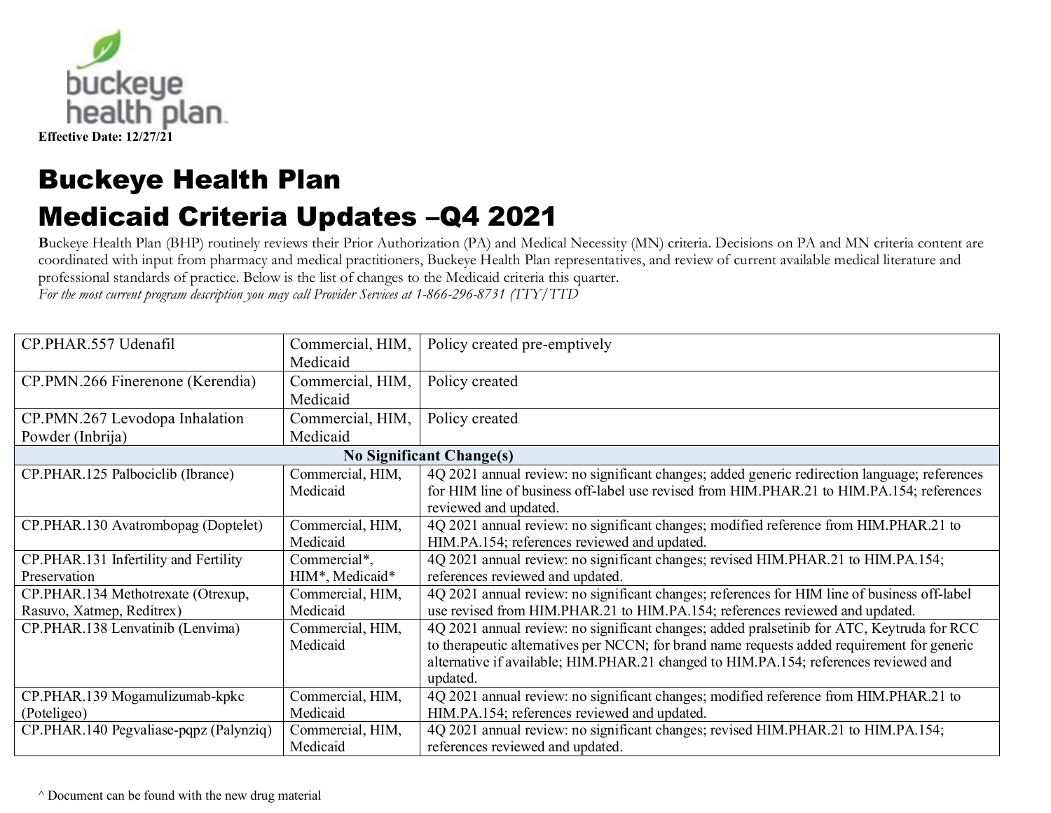Effective Date: 12/27/21

# Buckeye Health Plan
# Medicaid Criteria Updates –Q4 2021

**B**uckeye Health Plan (BHP) routinely reviews their Prior Authorization (PA) and Medical Necessity (MN) criteria. Decisions on PA and MN criteria content are coordinated with input from pharmacy and medical practitioners, Buckeye Health Plan representatives, and review of current available medical literature and professional standards of practice. Below is the list of changes to the Medicaid criteria this quarter.
*For the most current program description you may call Provider Services at 1-866-296-8731 (TTY/TTD*

| | | |
|---|---|---|
| CP.PHAR.557 Udenafil | Commercial, HIM, Medicaid | Policy created pre-emptively |
| CP.PMN.266 Finerenone (Kerendia) | Commercial, HIM, Medicaid | Policy created |
| CP.PMN.267 Levodopa Inhalation Powder (Inbrija) | Commercial, HIM, Medicaid | Policy created |
| **No Significant Change(s)** | | |
| CP.PHAR.125 Palbociclib (Ibrance) | Commercial, HIM, Medicaid | 4Q 2021 annual review: no significant changes; added generic redirection language; references for HIM line of business off-label use revised from HIM.PHAR.21 to HIM.PA.154; references reviewed and updated. |
| CP.PHAR.130 Avatrombopag (Doptelet) | Commercial, HIM, Medicaid | 4Q 2021 annual review: no significant changes; modified reference from HIM.PHAR.21 to HIM.PA.154; references reviewed and updated. |
| CP.PHAR.131 Infertility and Fertility Preservation | Commercial*, HIM*, Medicaid* | 4Q 2021 annual review: no significant changes; revised HIM.PHAR.21 to HIM.PA.154; references reviewed and updated. |
| CP.PHAR.134 Methotrexate (Otrexup, Rasuvo, Xatmep, Reditrex) | Commercial, HIM, Medicaid | 4Q 2021 annual review: no significant changes; references for HIM line of business off-label use revised from HIM.PHAR.21 to HIM.PA.154; references reviewed and updated. |
| CP.PHAR.138 Lenvatinib (Lenvima) | Commercial, HIM, Medicaid | 4Q 2021 annual review: no significant changes; added pralsetinib for ATC, Keytruda for RCC to therapeutic alternatives per NCCN; for brand name requests added requirement for generic alternative if available; HIM.PHAR.21 changed to HIM.PA.154; references reviewed and updated. |
| CP.PHAR.139 Mogamulizumab-kpkc (Poteligeo) | Commercial, HIM, Medicaid | 4Q 2021 annual review: no significant changes; modified reference from HIM.PHAR.21 to HIM.PA.154; references reviewed and updated. |
| CP.PHAR.140 Pegvaliase-pqpz (Palynziq) | Commercial, HIM, Medicaid | 4Q 2021 annual review: no significant changes; revised HIM.PHAR.21 to HIM.PA.154; references reviewed and updated. |

^ Document can be found with the new drug material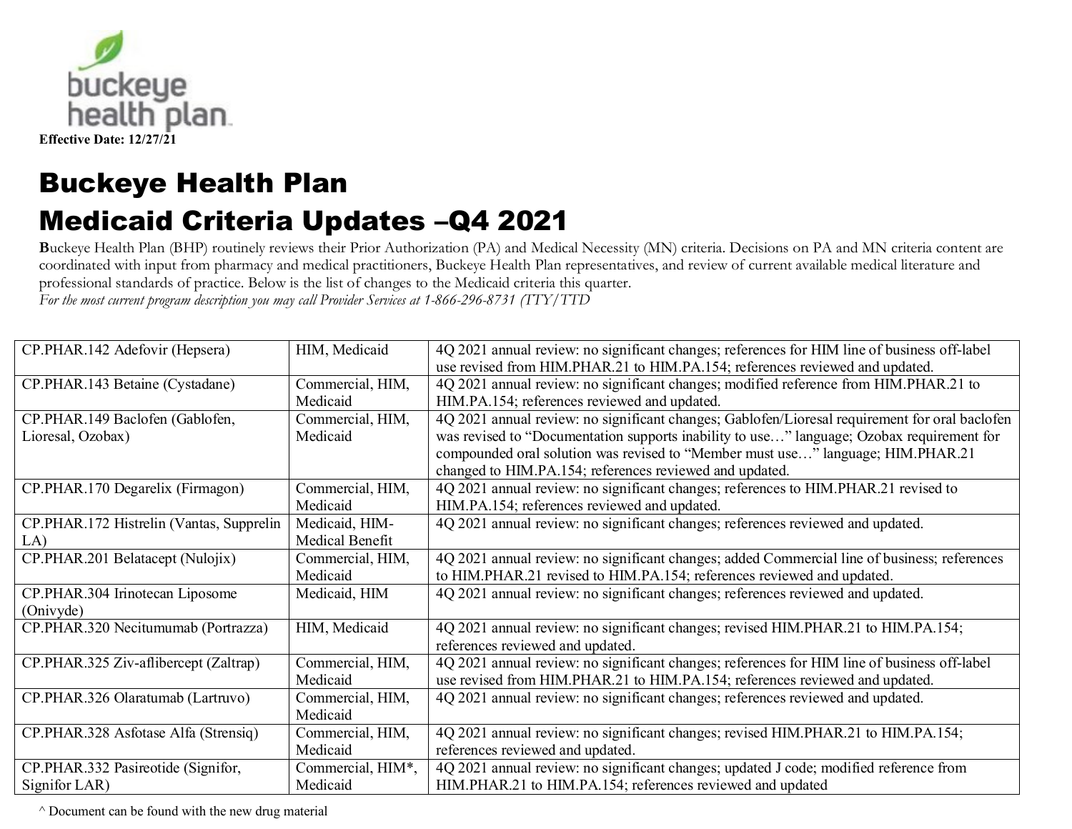buckeye health plan

**Effective Date: 12/27/21**

# Buckeye Health Plan
# Medicaid Criteria Updates –Q4 2021

**B**uckeye Health Plan (BHP) routinely reviews their Prior Authorization (PA) and Medical Necessity (MN) criteria. Decisions on PA and MN criteria content are coordinated with input from pharmacy and medical practitioners, Buckeye Health Plan representatives, and review of current available medical literature and professional standards of practice. Below is the list of changes to the Medicaid criteria this quarter.

*For the most current program description you may call Provider Services at 1-866-296-8731 (TTY/TTD*

| | | |
|---|---|---|
| CP.PHAR.142 Adefovir (Hepsera) | HIM, Medicaid | 4Q 2021 annual review: no significant changes; references for HIM line of business off-label use revised from HIM.PHAR.21 to HIM.PA.154; references reviewed and updated. |
| CP.PHAR.143 Betaine (Cystadane) | Commercial, HIM, Medicaid | 4Q 2021 annual review: no significant changes; modified reference from HIM.PHAR.21 to HIM.PA.154; references reviewed and updated. |
| CP.PHAR.149 Baclofen (Gablofen, Lioresal, Ozobax) | Commercial, HIM, Medicaid | 4Q 2021 annual review: no significant changes; Gablofen/Lioresal requirement for oral baclofen was revised to "Documentation supports inability to use…" language; Ozobax requirement for compounded oral solution was revised to "Member must use…" language; HIM.PHAR.21 changed to HIM.PA.154; references reviewed and updated. |
| CP.PHAR.170 Degarelix (Firmagon) | Commercial, HIM, Medicaid | 4Q 2021 annual review: no significant changes; references to HIM.PHAR.21 revised to HIM.PA.154; references reviewed and updated. |
| CP.PHAR.172 Histrelin (Vantas, Supprelin LA) | Medicaid, HIM-Medical Benefit | 4Q 2021 annual review: no significant changes; references reviewed and updated. |
| CP.PHAR.201 Belatacept (Nulojix) | Commercial, HIM, Medicaid | 4Q 2021 annual review: no significant changes; added Commercial line of business; references to HIM.PHAR.21 revised to HIM.PA.154; references reviewed and updated. |
| CP.PHAR.304 Irinotecan Liposome (Onivyde) | Medicaid, HIM | 4Q 2021 annual review: no significant changes; references reviewed and updated. |
| CP.PHAR.320 Necitumumab (Portrazza) | HIM, Medicaid | 4Q 2021 annual review: no significant changes; revised HIM.PHAR.21 to HIM.PA.154; references reviewed and updated. |
| CP.PHAR.325 Ziv-aflibercept (Zaltrap) | Commercial, HIM, Medicaid | 4Q 2021 annual review: no significant changes; references for HIM line of business off-label use revised from HIM.PHAR.21 to HIM.PA.154; references reviewed and updated. |
| CP.PHAR.326 Olaratumab (Lartruvo) | Commercial, HIM, Medicaid | 4Q 2021 annual review: no significant changes; references reviewed and updated. |
| CP.PHAR.328 Asfotase Alfa (Strensiq) | Commercial, HIM, Medicaid | 4Q 2021 annual review: no significant changes; revised HIM.PHAR.21 to HIM.PA.154; references reviewed and updated. |
| CP.PHAR.332 Pasireotide (Signifor, Signifor LAR) | Commercial, HIM*, Medicaid | 4Q 2021 annual review: no significant changes; updated J code; modified reference from HIM.PHAR.21 to HIM.PA.154; references reviewed and updated |

^ Document can be found with the new drug material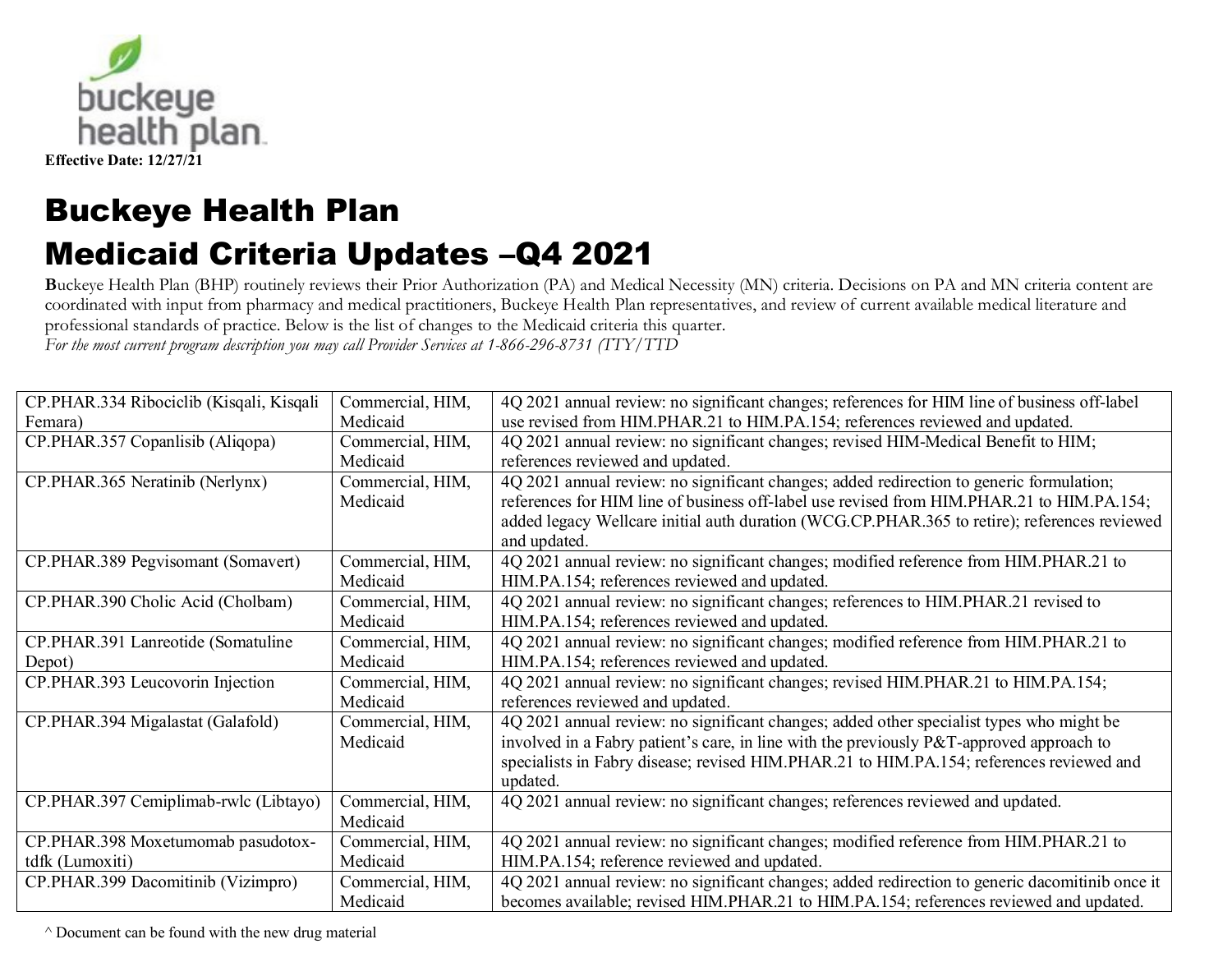Effective Date: 12/27/21

# Buckeye Health Plan
# Medicaid Criteria Updates –Q4 2021

**B**uckeye Health Plan (BHP) routinely reviews their Prior Authorization (PA) and Medical Necessity (MN) criteria. Decisions on PA and MN criteria content are coordinated with input from pharmacy and medical practitioners, Buckeye Health Plan representatives, and review of current available medical literature and professional standards of practice. Below is the list of changes to the Medicaid criteria this quarter.

*For the most current program description you may call Provider Services at 1-866-296-8731 (TTY/TTD*

| | | |
|---|---|---|
| CP.PHAR.334 Ribociclib (Kisqali, Kisqali Femara) | Commercial, HIM, Medicaid | 4Q 2021 annual review: no significant changes; references for HIM line of business off-label use revised from HIM.PHAR.21 to HIM.PA.154; references reviewed and updated. |
| CP.PHAR.357 Copanlisib (Aliqopa) | Commercial, HIM, Medicaid | 4Q 2021 annual review: no significant changes; revised HIM-Medical Benefit to HIM; references reviewed and updated. |
| CP.PHAR.365 Neratinib (Nerlynx) | Commercial, HIM, Medicaid | 4Q 2021 annual review: no significant changes; added redirection to generic formulation; references for HIM line of business off-label use revised from HIM.PHAR.21 to HIM.PA.154; added legacy Wellcare initial auth duration (WCG.CP.PHAR.365 to retire); references reviewed and updated. |
| CP.PHAR.389 Pegvisomant (Somavert) | Commercial, HIM, Medicaid | 4Q 2021 annual review: no significant changes; modified reference from HIM.PHAR.21 to HIM.PA.154; references reviewed and updated. |
| CP.PHAR.390 Cholic Acid (Cholbam) | Commercial, HIM, Medicaid | 4Q 2021 annual review: no significant changes; references to HIM.PHAR.21 revised to HIM.PA.154; references reviewed and updated. |
| CP.PHAR.391 Lanreotide (Somatuline Depot) | Commercial, HIM, Medicaid | 4Q 2021 annual review: no significant changes; modified reference from HIM.PHAR.21 to HIM.PA.154; references reviewed and updated. |
| CP.PHAR.393 Leucovorin Injection | Commercial, HIM, Medicaid | 4Q 2021 annual review: no significant changes; revised HIM.PHAR.21 to HIM.PA.154; references reviewed and updated. |
| CP.PHAR.394 Migalastat (Galafold) | Commercial, HIM, Medicaid | 4Q 2021 annual review: no significant changes; added other specialist types who might be involved in a Fabry patient's care, in line with the previously P&T-approved approach to specialists in Fabry disease; revised HIM.PHAR.21 to HIM.PA.154; references reviewed and updated. |
| CP.PHAR.397 Cemiplimab-rwlc (Libtayo) | Commercial, HIM, Medicaid | 4Q 2021 annual review: no significant changes; references reviewed and updated. |
| CP.PHAR.398 Moxetumomab pasudotox-tdfk (Lumoxiti) | Commercial, HIM, Medicaid | 4Q 2021 annual review: no significant changes; modified reference from HIM.PHAR.21 to HIM.PA.154; reference reviewed and updated. |
| CP.PHAR.399 Dacomitinib (Vizimpro) | Commercial, HIM, Medicaid | 4Q 2021 annual review: no significant changes; added redirection to generic dacomitinib once it becomes available; revised HIM.PHAR.21 to HIM.PA.154; references reviewed and updated. |

^ Document can be found with the new drug material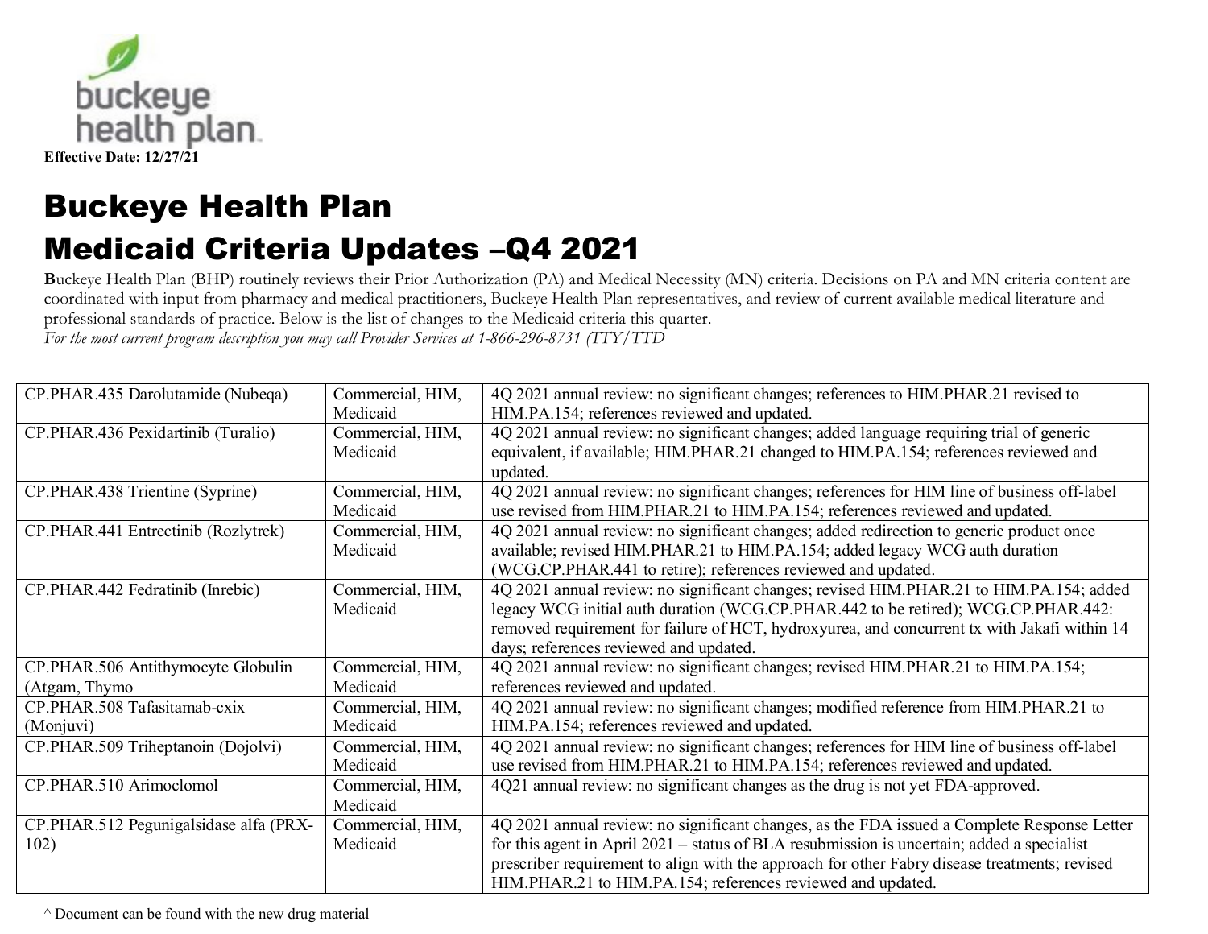Effective Date: 12/27/21

# Buckeye Health Plan
# Medicaid Criteria Updates –Q4 2021

**B**uckeye Health Plan (BHP) routinely reviews their Prior Authorization (PA) and Medical Necessity (MN) criteria. Decisions on PA and MN criteria content are coordinated with input from pharmacy and medical practitioners, Buckeye Health Plan representatives, and review of current available medical literature and professional standards of practice. Below is the list of changes to the Medicaid criteria this quarter.
*For the most current program description you may call Provider Services at 1-866-296-8731 (TTY/TTD*

| | | |
|---|---|---|
| CP.PHAR.435 Darolutamide (Nubeqa) | Commercial, HIM, Medicaid | 4Q 2021 annual review: no significant changes; references to HIM.PHAR.21 revised to HIM.PA.154; references reviewed and updated. |
| CP.PHAR.436 Pexidartinib (Turalio) | Commercial, HIM, Medicaid | 4Q 2021 annual review: no significant changes; added language requiring trial of generic equivalent, if available; HIM.PHAR.21 changed to HIM.PA.154; references reviewed and updated. |
| CP.PHAR.438 Trientine (Syprine) | Commercial, HIM, Medicaid | 4Q 2021 annual review: no significant changes; references for HIM line of business off-label use revised from HIM.PHAR.21 to HIM.PA.154; references reviewed and updated. |
| CP.PHAR.441 Entrectinib (Rozlytrek) | Commercial, HIM, Medicaid | 4Q 2021 annual review: no significant changes; added redirection to generic product once available; revised HIM.PHAR.21 to HIM.PA.154; added legacy WCG auth duration (WCG.CP.PHAR.441 to retire); references reviewed and updated. |
| CP.PHAR.442 Fedratinib (Inrebic) | Commercial, HIM, Medicaid | 4Q 2021 annual review: no significant changes; revised HIM.PHAR.21 to HIM.PA.154; added legacy WCG initial auth duration (WCG.CP.PHAR.442 to be retired); WCG.CP.PHAR.442: removed requirement for failure of HCT, hydroxyurea, and concurrent tx with Jakafi within 14 days; references reviewed and updated. |
| CP.PHAR.506 Antithymocyte Globulin (Atgam, Thymo | Commercial, HIM, Medicaid | 4Q 2021 annual review: no significant changes; revised HIM.PHAR.21 to HIM.PA.154; references reviewed and updated. |
| CP.PHAR.508 Tafasitamab-cxix (Monjuvi) | Commercial, HIM, Medicaid | 4Q 2021 annual review: no significant changes; modified reference from HIM.PHAR.21 to HIM.PA.154; references reviewed and updated. |
| CP.PHAR.509 Triheptanoin (Dojolvi) | Commercial, HIM, Medicaid | 4Q 2021 annual review: no significant changes; references for HIM line of business off-label use revised from HIM.PHAR.21 to HIM.PA.154; references reviewed and updated. |
| CP.PHAR.510 Arimoclomol | Commercial, HIM, Medicaid | 4Q21 annual review: no significant changes as the drug is not yet FDA-approved. |
| CP.PHAR.512 Pegunigalsidase alfa (PRX-102) | Commercial, HIM, Medicaid | 4Q 2021 annual review: no significant changes, as the FDA issued a Complete Response Letter for this agent in April 2021 – status of BLA resubmission is uncertain; added a specialist prescriber requirement to align with the approach for other Fabry disease treatments; revised HIM.PHAR.21 to HIM.PA.154; references reviewed and updated. |

^ Document can be found with the new drug material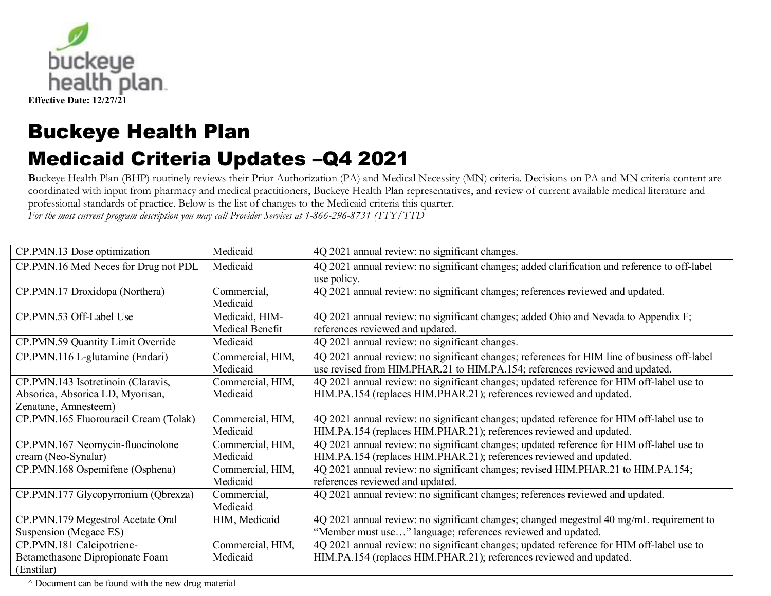Effective Date: 12/27/21

# Buckeye Health Plan
# Medicaid Criteria Updates –Q4 2021

**B**uckeye Health Plan (BHP) routinely reviews their Prior Authorization (PA) and Medical Necessity (MN) criteria. Decisions on PA and MN criteria content are coordinated with input from pharmacy and medical practitioners, Buckeye Health Plan representatives, and review of current available medical literature and professional standards of practice. Below is the list of changes to the Medicaid criteria this quarter.
*For the most current program description you may call Provider Services at 1-866-296-8731 (TTY/TTD*

| | | |
|---|---|---|
| CP.PMN.13 Dose optimization | Medicaid | 4Q 2021 annual review: no significant changes. |
| CP.PMN.16 Med Neces for Drug not PDL | Medicaid | 4Q 2021 annual review: no significant changes; added clarification and reference to off-label use policy. |
| CP.PMN.17 Droxidopa (Northera) | Commercial, Medicaid | 4Q 2021 annual review: no significant changes; references reviewed and updated. |
| CP.PMN.53 Off-Label Use | Medicaid, HIM-Medical Benefit | 4Q 2021 annual review: no significant changes; added Ohio and Nevada to Appendix F; references reviewed and updated. |
| CP.PMN.59 Quantity Limit Override | Medicaid | 4Q 2021 annual review: no significant changes. |
| CP.PMN.116 L-glutamine (Endari) | Commercial, HIM, Medicaid | 4Q 2021 annual review: no significant changes; references for HIM line of business off-label use revised from HIM.PHAR.21 to HIM.PA.154; references reviewed and updated. |
| CP.PMN.143 Isotretinoin (Claravis, Absorica, Absorica LD, Myorisan, Zenatane, Amnesteem) | Commercial, HIM, Medicaid | 4Q 2021 annual review: no significant changes; updated reference for HIM off-label use to HIM.PA.154 (replaces HIM.PHAR.21); references reviewed and updated. |
| CP.PMN.165 Fluorouracil Cream (Tolak) | Commercial, HIM, Medicaid | 4Q 2021 annual review: no significant changes; updated reference for HIM off-label use to HIM.PA.154 (replaces HIM.PHAR.21); references reviewed and updated. |
| CP.PMN.167 Neomycin-fluocinolone cream (Neo-Synalar) | Commercial, HIM, Medicaid | 4Q 2021 annual review: no significant changes; updated reference for HIM off-label use to HIM.PA.154 (replaces HIM.PHAR.21); references reviewed and updated. |
| CP.PMN.168 Ospemifene (Osphena) | Commercial, HIM, Medicaid | 4Q 2021 annual review: no significant changes; revised HIM.PHAR.21 to HIM.PA.154; references reviewed and updated. |
| CP.PMN.177 Glycopyrronium (Qbrexza) | Commercial, Medicaid | 4Q 2021 annual review: no significant changes; references reviewed and updated. |
| CP.PMN.179 Megestrol Acetate Oral Suspension (Megace ES) | HIM, Medicaid | 4Q 2021 annual review: no significant changes; changed megestrol 40 mg/mL requirement to "Member must use…" language; references reviewed and updated. |
| CP.PMN.181 Calcipotriene-Betamethasone Dipropionate Foam (Enstilar) | Commercial, HIM, Medicaid | 4Q 2021 annual review: no significant changes; updated reference for HIM off-label use to HIM.PA.154 (replaces HIM.PHAR.21); references reviewed and updated. |

^ Document can be found with the new drug material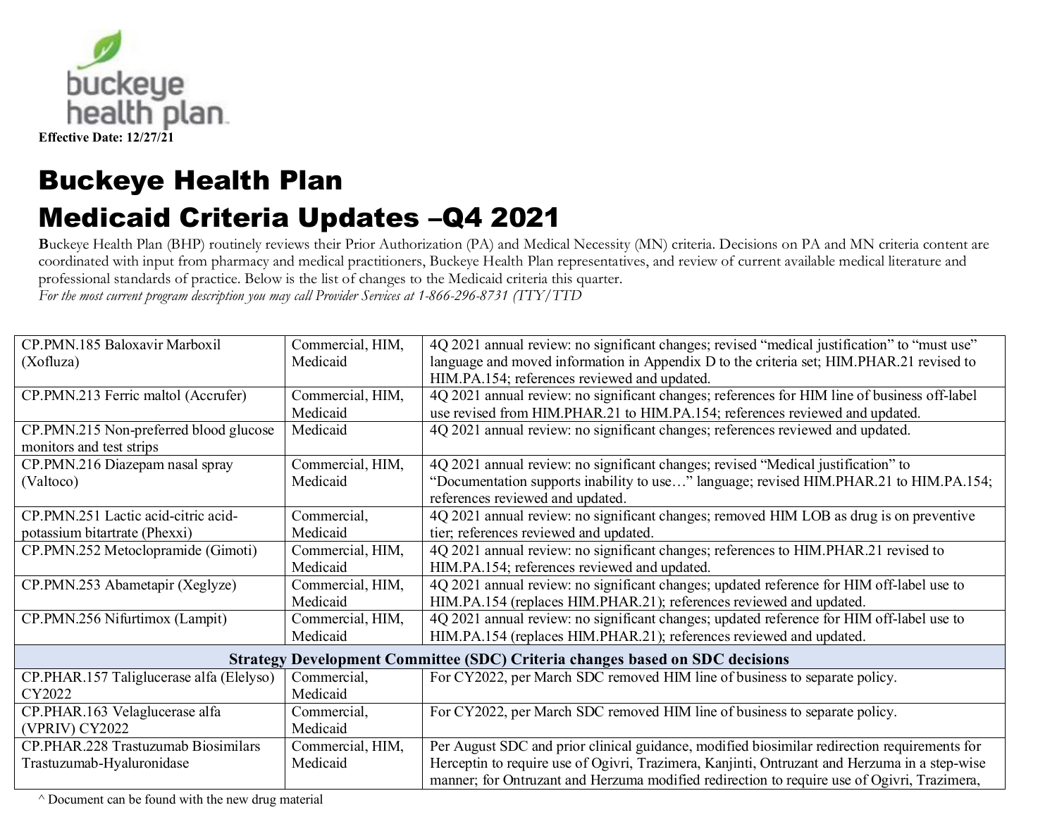Effective Date: 12/27/21

# Buckeye Health Plan
# Medicaid Criteria Updates –Q4 2021

**B**uckeye Health Plan (BHP) routinely reviews their Prior Authorization (PA) and Medical Necessity (MN) criteria. Decisions on PA and MN criteria content are coordinated with input from pharmacy and medical practitioners, Buckeye Health Plan representatives, and review of current available medical literature and professional standards of practice. Below is the list of changes to the Medicaid criteria this quarter.

*For the most current program description you may call Provider Services at 1-866-296-8731 (TTY/TTD*

| | | |
|---|---|---|
| CP.PMN.185 Baloxavir Marboxil (Xofluza) | Commercial, HIM, Medicaid | 4Q 2021 annual review: no significant changes; revised "medical justification" to "must use" language and moved information in Appendix D to the criteria set; HIM.PHAR.21 revised to HIM.PA.154; references reviewed and updated. |
| CP.PMN.213 Ferric maltol (Accrufer) | Commercial, HIM, Medicaid | 4Q 2021 annual review: no significant changes; references for HIM line of business off-label use revised from HIM.PHAR.21 to HIM.PA.154; references reviewed and updated. |
| CP.PMN.215 Non-preferred blood glucose monitors and test strips | Medicaid | 4Q 2021 annual review: no significant changes; references reviewed and updated. |
| CP.PMN.216 Diazepam nasal spray (Valtoco) | Commercial, HIM, Medicaid | 4Q 2021 annual review: no significant changes; revised "Medical justification" to "Documentation supports inability to use…" language; revised HIM.PHAR.21 to HIM.PA.154; references reviewed and updated. |
| CP.PMN.251 Lactic acid-citric acid-potassium bitartrate (Phexxi) | Commercial, Medicaid | 4Q 2021 annual review: no significant changes; removed HIM LOB as drug is on preventive tier; references reviewed and updated. |
| CP.PMN.252 Metoclopramide (Gimoti) | Commercial, HIM, Medicaid | 4Q 2021 annual review: no significant changes; references to HIM.PHAR.21 revised to HIM.PA.154; references reviewed and updated. |
| CP.PMN.253 Abametapir (Xeglyze) | Commercial, HIM, Medicaid | 4Q 2021 annual review: no significant changes; updated reference for HIM off-label use to HIM.PA.154 (replaces HIM.PHAR.21); references reviewed and updated. |
| CP.PMN.256 Nifurtimox (Lampit) | Commercial, HIM, Medicaid | 4Q 2021 annual review: no significant changes; updated reference for HIM off-label use to HIM.PA.154 (replaces HIM.PHAR.21); references reviewed and updated. |
| **Strategy Development Committee (SDC) Criteria changes based on SDC decisions** | | |
| CP.PHAR.157 Taliglucerase alfa (Elelyso) CY2022 | Commercial, Medicaid | For CY2022, per March SDC removed HIM line of business to separate policy. |
| CP.PHAR.163 Velaglucerase alfa (VPRIV) CY2022 | Commercial, Medicaid | For CY2022, per March SDC removed HIM line of business to separate policy. |
| CP.PHAR.228 Trastuzumab Biosimilars Trastuzumab-Hyaluronidase | Commercial, HIM, Medicaid | Per August SDC and prior clinical guidance, modified biosimilar redirection requirements for Herceptin to require use of Ogivri, Trazimera, Kanjinti, Ontruzant and Herzuma in a step-wise manner; for Ontruzant and Herzuma modified redirection to require use of Ogivri, Trazimera, |

^ Document can be found with the new drug material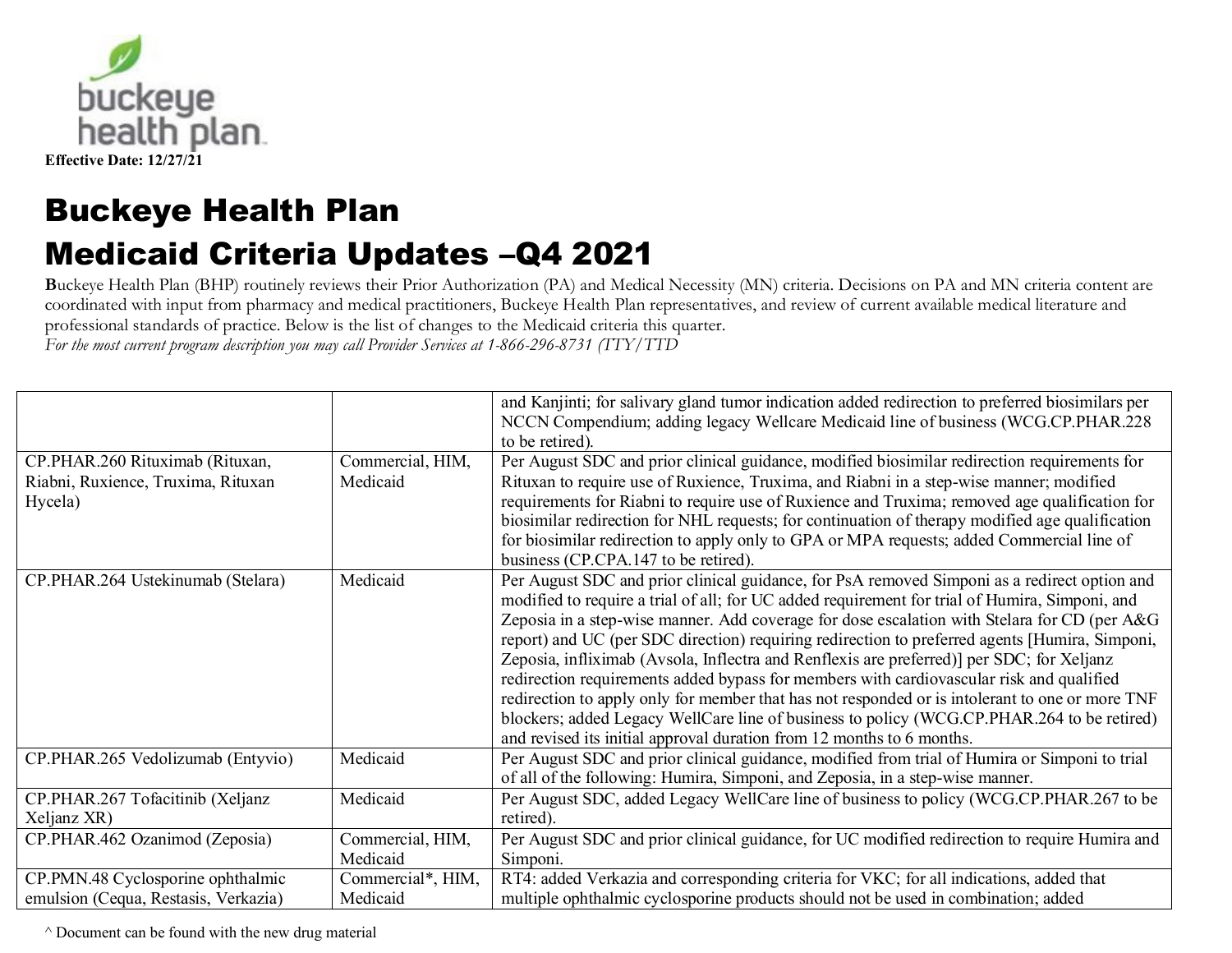**Effective Date: 12/27/21**

# Buckeye Health Plan
# Medicaid Criteria Updates –Q4 2021

**B**uckeye Health Plan (BHP) routinely reviews their Prior Authorization (PA) and Medical Necessity (MN) criteria. Decisions on PA and MN criteria content are coordinated with input from pharmacy and medical practitioners, Buckeye Health Plan representatives, and review of current available medical literature and professional standards of practice. Below is the list of changes to the Medicaid criteria this quarter.
*For the most current program description you may call Provider Services at 1-866-296-8731 (TTY/TTD*

| | | |
|---|---|---|
| | | and Kanjinti; for salivary gland tumor indication added redirection to preferred biosimilars per NCCN Compendium; adding legacy Wellcare Medicaid line of business (WCG.CP.PHAR.228 to be retired). |
| CP.PHAR.260 Rituximab (Rituxan, Riabni, Ruxience, Truxima, Rituxan Hycela) | Commercial, HIM, Medicaid | Per August SDC and prior clinical guidance, modified biosimilar redirection requirements for Rituxan to require use of Ruxience, Truxima, and Riabni in a step-wise manner; modified requirements for Riabni to require use of Ruxience and Truxima; removed age qualification for biosimilar redirection for NHL requests; for continuation of therapy modified age qualification for biosimilar redirection to apply only to GPA or MPA requests; added Commercial line of business (CP.CPA.147 to be retired). |
| CP.PHAR.264 Ustekinumab (Stelara) | Medicaid | Per August SDC and prior clinical guidance, for PsA removed Simponi as a redirect option and modified to require a trial of all; for UC added requirement for trial of Humira, Simponi, and Zeposia in a step-wise manner. Add coverage for dose escalation with Stelara for CD (per A&G report) and UC (per SDC direction) requiring redirection to preferred agents [Humira, Simponi, Zeposia, infliximab (Avsola, Inflectra and Renflexis are preferred)] per SDC; for Xeljanz redirection requirements added bypass for members with cardiovascular risk and qualified redirection to apply only for member that has not responded or is intolerant to one or more TNF blockers; added Legacy WellCare line of business to policy (WCG.CP.PHAR.264 to be retired) and revised its initial approval duration from 12 months to 6 months. |
| CP.PHAR.265 Vedolizumab (Entyvio) | Medicaid | Per August SDC and prior clinical guidance, modified from trial of Humira or Simponi to trial of all of the following: Humira, Simponi, and Zeposia, in a step-wise manner. |
| CP.PHAR.267 Tofacitinib (Xeljanz Xeljanz XR) | Medicaid | Per August SDC, added Legacy WellCare line of business to policy (WCG.CP.PHAR.267 to be retired). |
| CP.PHAR.462 Ozanimod (Zeposia) | Commercial, HIM, Medicaid | Per August SDC and prior clinical guidance, for UC modified redirection to require Humira and Simponi. |
| CP.PMN.48 Cyclosporine ophthalmic emulsion (Cequa, Restasis, Verkazia) | Commercial*, HIM, Medicaid | RT4: added Verkazia and corresponding criteria for VKC; for all indications, added that multiple ophthalmic cyclosporine products should not be used in combination; added |

^ Document can be found with the new drug material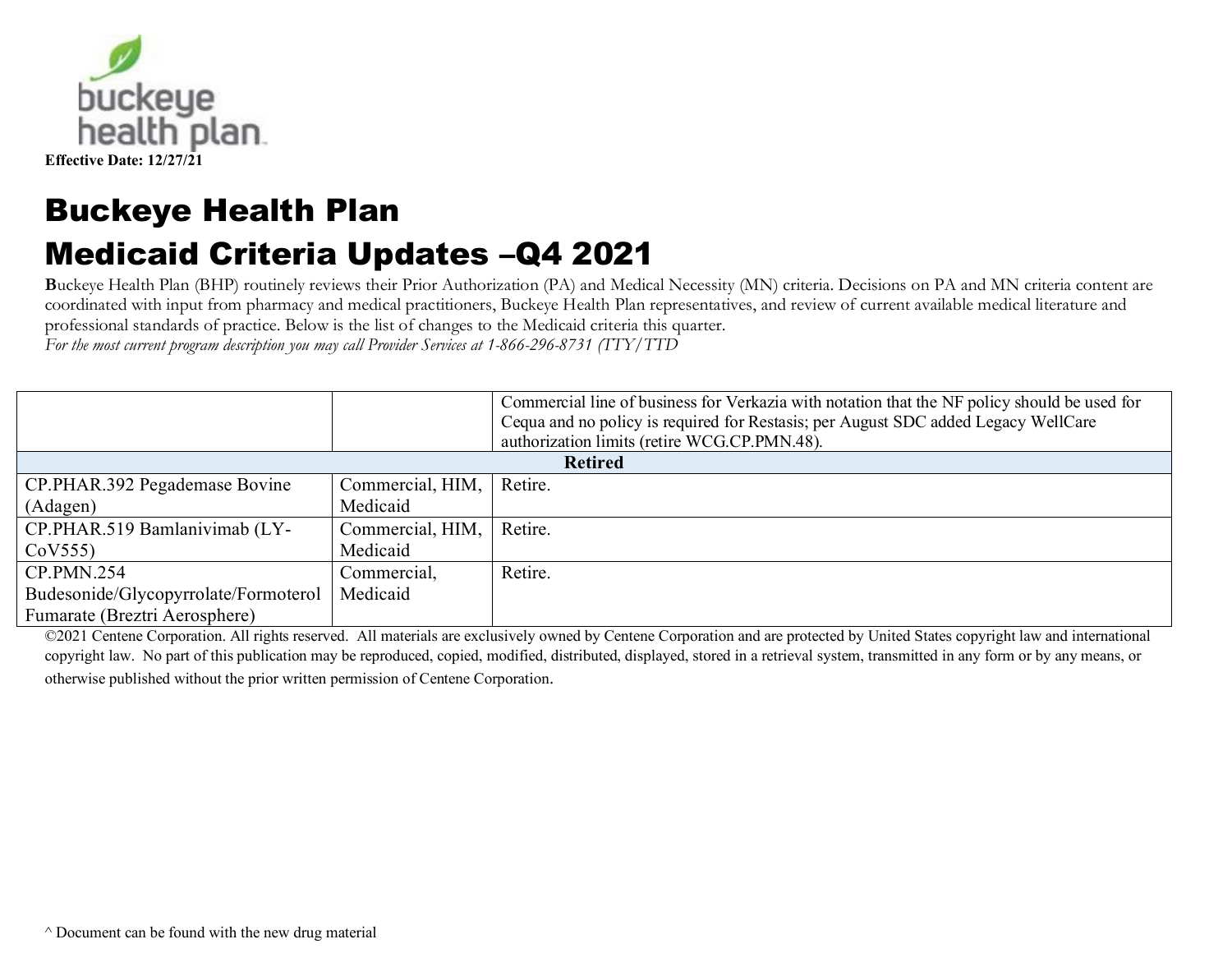Effective Date: 12/27/21

# Buckeye Health Plan
# Medicaid Criteria Updates –Q4 2021

Buckeye Health Plan (BHP) routinely reviews their Prior Authorization (PA) and Medical Necessity (MN) criteria. Decisions on PA and MN criteria content are coordinated with input from pharmacy and medical practitioners, Buckeye Health Plan representatives, and review of current available medical literature and professional standards of practice. Below is the list of changes to the Medicaid criteria this quarter.

*For the most current program description you may call Provider Services at 1-866-296-8731 (TTY/TTD*

| | | |
|---|---|---|
| | | Commercial line of business for Verkazia with notation that the NF policy should be used for Cequa and no policy is required for Restasis; per August SDC added Legacy WellCare authorization limits (retire WCG.CP.PMN.48). |
| **Retired** | | |
| CP.PHAR.392 Pegademase Bovine (Adagen) | Commercial, HIM, Medicaid | Retire. |
| CP.PHAR.519 Bamlanivimab (LY-CoV555) | Commercial, HIM, Medicaid | Retire. |
| CP.PMN.254 Budesonide/Glycopyrrolate/Formoterol Fumarate (Breztri Aerosphere) | Commercial, Medicaid | Retire. |

©2021 Centene Corporation. All rights reserved. All materials are exclusively owned by Centene Corporation and are protected by United States copyright law and international copyright law. No part of this publication may be reproduced, copied, modified, distributed, displayed, stored in a retrieval system, transmitted in any form or by any means, or otherwise published without the prior written permission of Centene Corporation.

^ Document can be found with the new drug material